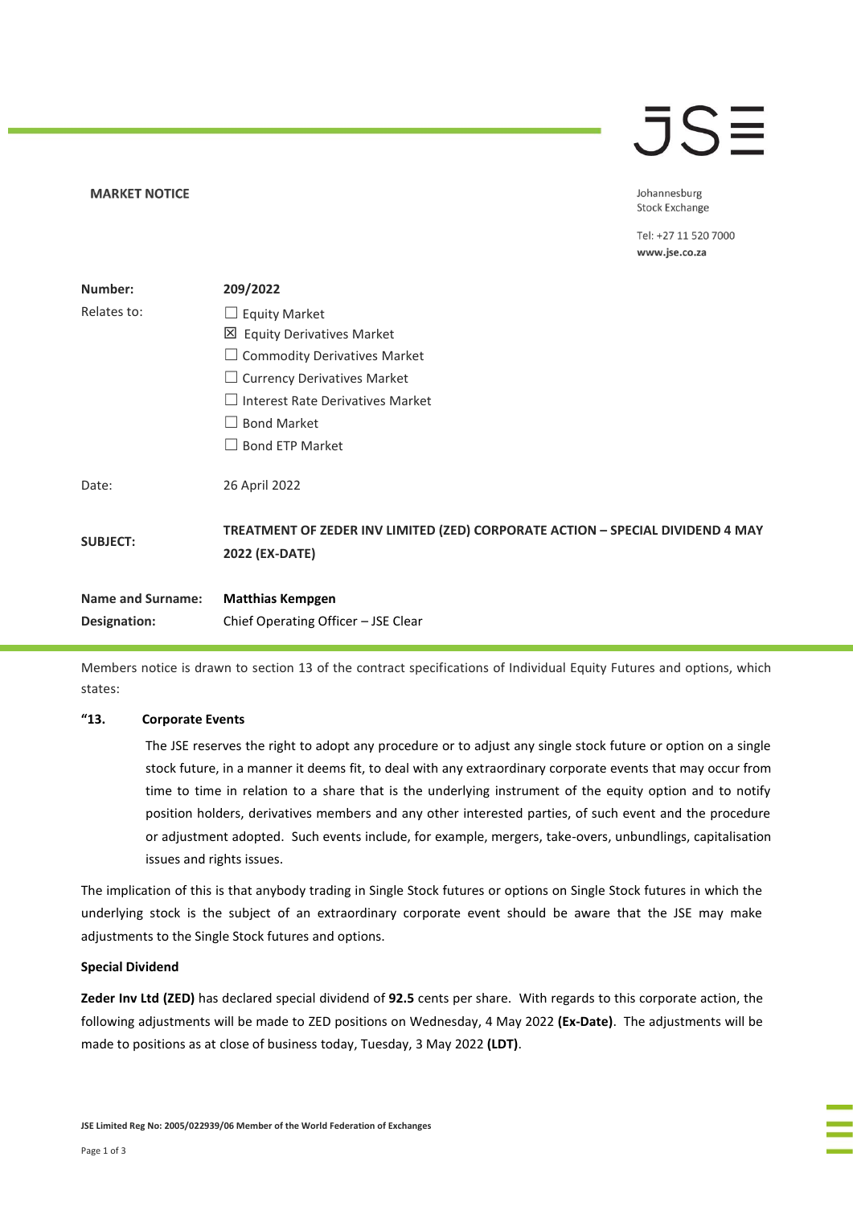**MARKET NOTICE**

JSE

Johannesburg
Stock Exchange

Tel: +27 11 520 7000
**www.jse.co.za**

| | |
|---|---|
| **Number:** | **209/2022** |
| Relates to: | ☐ Equity Market<br>☒ Equity Derivatives Market<br>☐ Commodity Derivatives Market<br>☐ Currency Derivatives Market<br>☐ Interest Rate Derivatives Market<br>☐ Bond Market<br>☐ Bond ETP Market |
| Date: | 26 April 2022 |
| **SUBJECT:** | **TREATMENT OF ZEDER INV LIMITED (ZED) CORPORATE ACTION – SPECIAL DIVIDEND 4 MAY 2022 (EX-DATE)** |
| **Name and Surname:** | **Matthias Kempgen** |
| **Designation:** | Chief Operating Officer – JSE Clear |

Members notice is drawn to section 13 of the contract specifications of Individual Equity Futures and options, which states:

**"13. Corporate Events**

The JSE reserves the right to adopt any procedure or to adjust any single stock future or option on a single stock future, in a manner it deems fit, to deal with any extraordinary corporate events that may occur from time to time in relation to a share that is the underlying instrument of the equity option and to notify position holders, derivatives members and any other interested parties, of such event and the procedure or adjustment adopted. Such events include, for example, mergers, take-overs, unbundlings, capitalisation issues and rights issues.

The implication of this is that anybody trading in Single Stock futures or options on Single Stock futures in which the underlying stock is the subject of an extraordinary corporate event should be aware that the JSE may make adjustments to the Single Stock futures and options.

**Special Dividend**

**Zeder Inv Ltd (ZED)** has declared special dividend of **92.5** cents per share. With regards to this corporate action, the following adjustments will be made to ZED positions on Wednesday, 4 May 2022 **(Ex-Date)**. The adjustments will be made to positions as at close of business today, Tuesday, 3 May 2022 **(LDT)**.

**JSE Limited Reg No: 2005/022939/06 Member of the World Federation of Exchanges**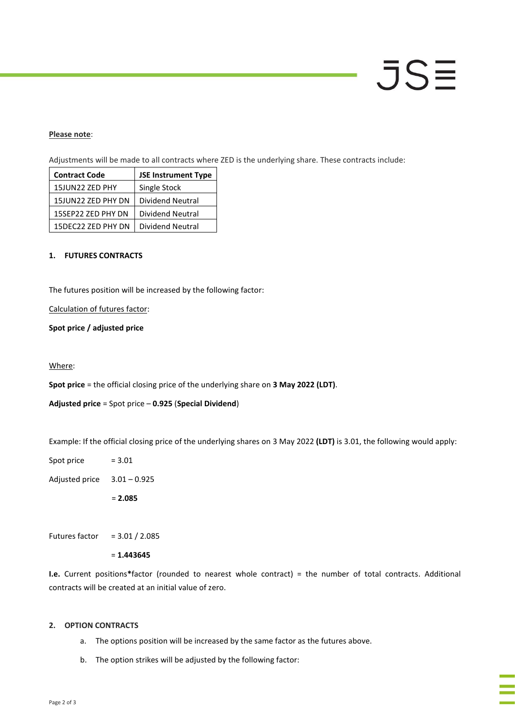**Please note**:

Adjustments will be made to all contracts where ZED is the underlying share. These contracts include:

| Contract Code | JSE Instrument Type |
|---|---|
| 15JUN22 ZED PHY | Single Stock |
| 15JUN22 ZED PHY DN | Dividend Neutral |
| 15SEP22 ZED PHY DN | Dividend Neutral |
| 15DEC22 ZED PHY DN | Dividend Neutral |

**1. FUTURES CONTRACTS**

The futures position will be increased by the following factor:

Calculation of futures factor:

**Spot price / adjusted price**

Where:

**Spot price** = the official closing price of the underlying share on **3 May 2022 (LDT)**.

**Adjusted price** = Spot price – **0.925** (**Special Dividend**)

Example: If the official closing price of the underlying shares on 3 May 2022 **(LDT)** is 3.01, the following would apply:

Spot price = 3.01

Adjusted price 3.01 – 0.925

= **2.085**

Futures factor = 3.01 / 2.085

= **1.443645**

**I.e.** Current positions*factor (rounded to nearest whole contract) = the number of total contracts. Additional contracts will be created at an initial value of zero.

**2. OPTION CONTRACTS**

a. The options position will be increased by the same factor as the futures above.

b. The option strikes will be adjusted by the following factor: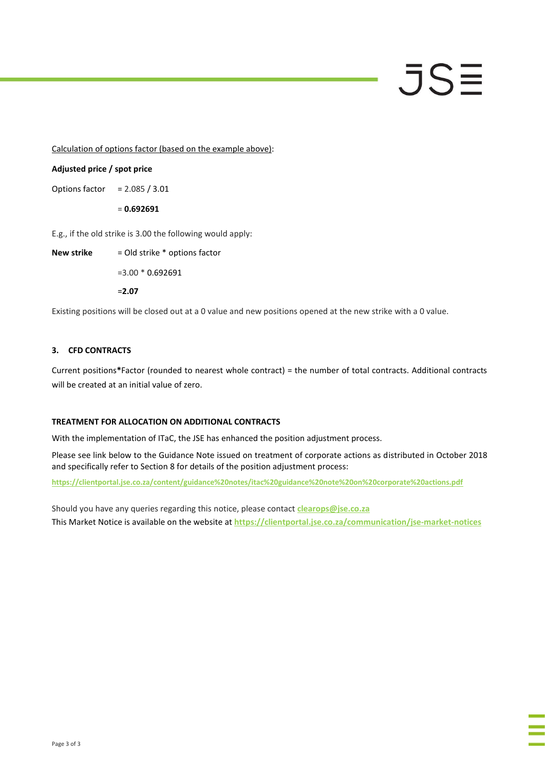Calculation of options factor (based on the example above):

**Adjusted price / spot price**

Options factor = 2.085 / 3.01

= **0.692691**

E.g., if the old strike is 3.00 the following would apply:

**New strike** = Old strike * options factor

=3.00 * 0.692691

=**2.07**

Existing positions will be closed out at a 0 value and new positions opened at the new strike with a 0 value.

### 3. CFD CONTRACTS

Current positions**\***Factor (rounded to nearest whole contract) = the number of total contracts. Additional contracts will be created at an initial value of zero.

### TREATMENT FOR ALLOCATION ON ADDITIONAL CONTRACTS

With the implementation of ITaC, the JSE has enhanced the position adjustment process.

Please see link below to the Guidance Note issued on treatment of corporate actions as distributed in October 2018 and specifically refer to Section 8 for details of the position adjustment process:

**https://clientportal.jse.co.za/content/guidance%20notes/itac%20guidance%20note%20on%20corporate%20actions.pdf**

Should you have any queries regarding this notice, please contact **clearops@jse.co.za**
This Market Notice is available on the website at **https://clientportal.jse.co.za/communication/jse-market-notices**